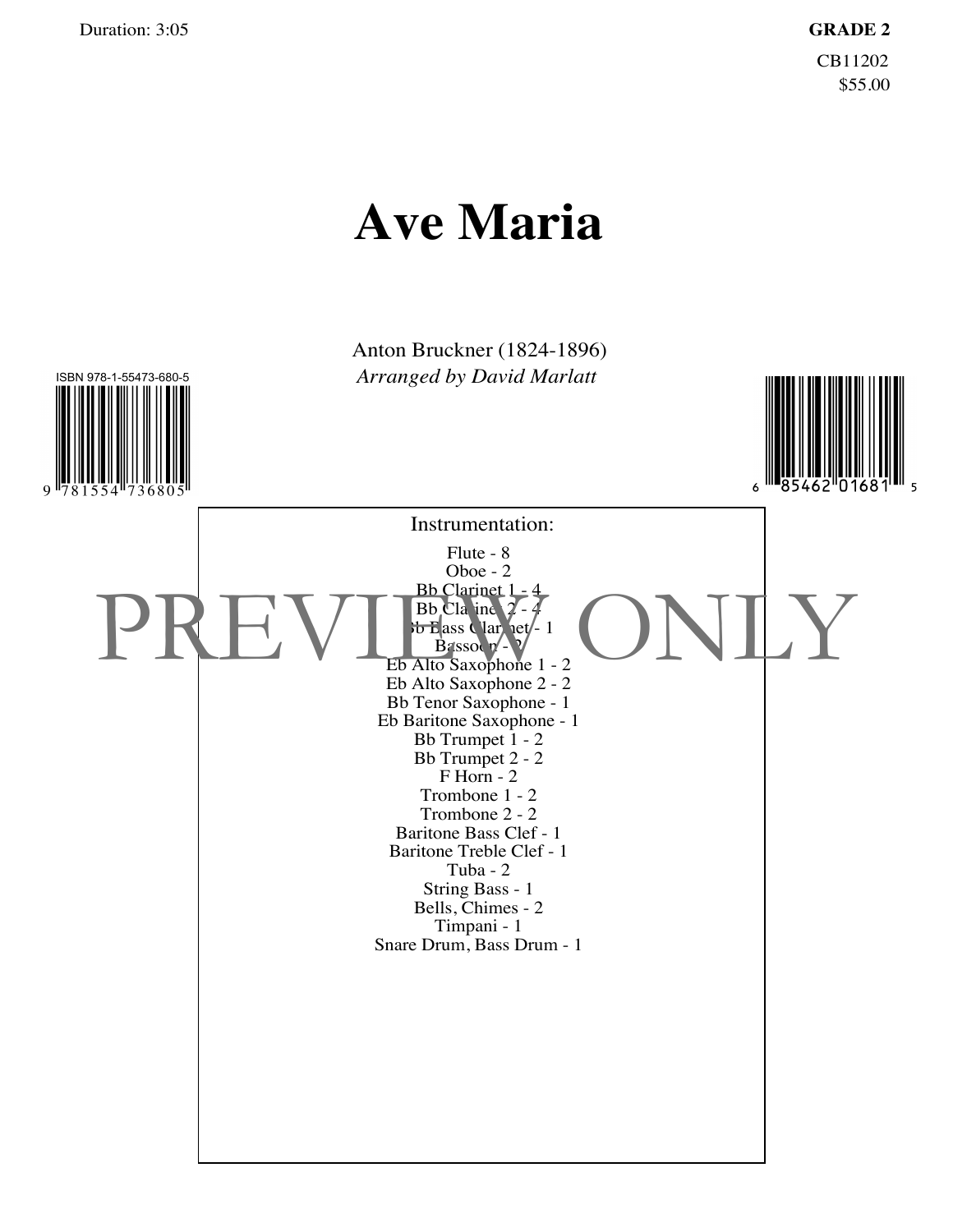Duration: 3:05

**GRADE 2**

CB11202
$55.00

# Ave Maria

Anton Bruckner (1824-1896)
*Arranged by David Marlatt*

ISBN 978-1-55473-680-5

9 781554 736805

6 85462 01681 5

PREVIEW ONLY

Instrumentation:

Flute - 8
Oboe - 2
Bb Clarinet 1 - 4
Bb Clarinet 2 - 4
Bb Bass Clarinet - 1
Bassoon - 2
Eb Alto Saxophone 1 - 2
Eb Alto Saxophone 2 - 2
Bb Tenor Saxophone - 1
Eb Baritone Saxophone - 1
Bb Trumpet 1 - 2
Bb Trumpet 2 - 2
F Horn - 2
Trombone 1 - 2
Trombone 2 - 2
Baritone Bass Clef - 1
Baritone Treble Clef - 1
Tuba - 2
String Bass - 1
Bells, Chimes - 2
Timpani - 1
Snare Drum, Bass Drum - 1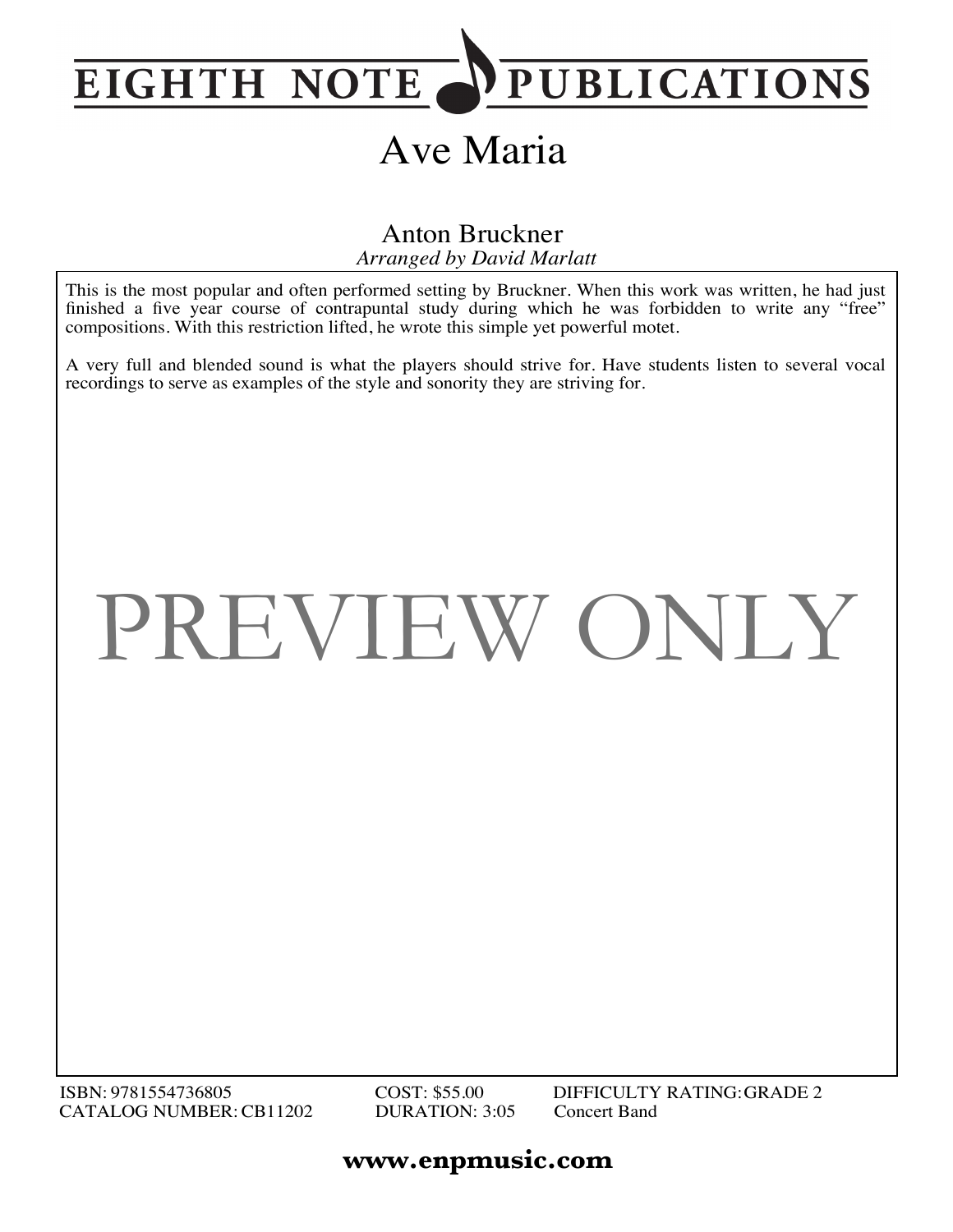# EIGHTH NOTE PUBLICATIONS

# Ave Maria

Anton Bruckner

*Arranged by David Marlatt*

This is the most popular and often performed setting by Bruckner. When this work was written, he had just finished a five year course of contrapuntal study during which he was forbidden to write any "free" compositions. With this restriction lifted, he wrote this simple yet powerful motet.

A very full and blended sound is what the players should strive for. Have students listen to several vocal recordings to serve as examples of the style and sonority they are striving for.

PREVIEW ONLY

ISBN: 9781554736805
CATALOG NUMBER: CB11202
COST: $55.00
DURATION: 3:05
DIFFICULTY RATING: GRADE 2
Concert Band

**www.enpmusic.com**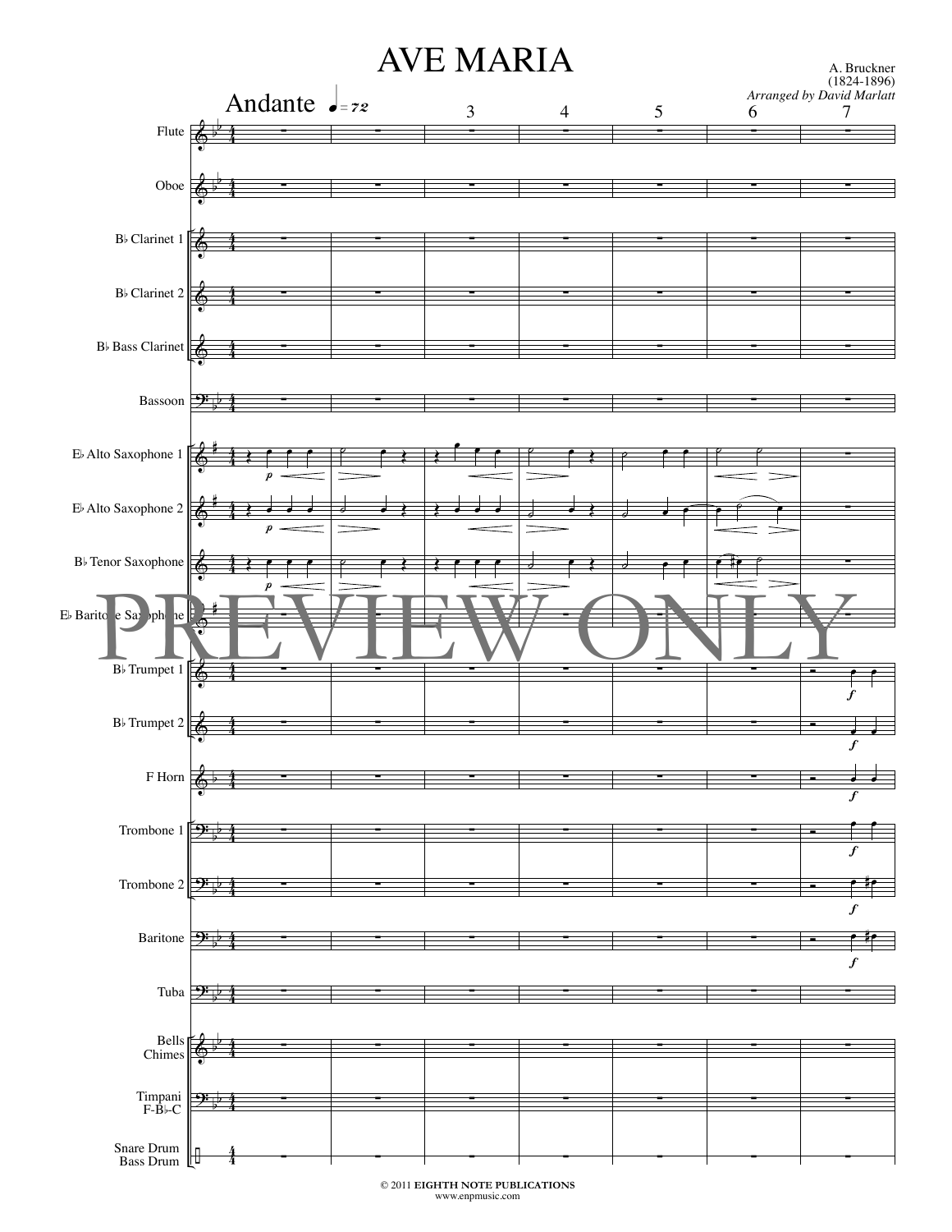# AVE MARIA

A. Bruckner
(1824-1896)
*Arranged by David Marlatt*

Andante ♩= 72

Flute
Oboe
B♭ Clarinet 1
B♭ Clarinet 2
B♭ Bass Clarinet
Bassoon
E♭ Alto Saxophone 1
E♭ Alto Saxophone 2
B♭ Tenor Saxophone
E♭ Baritone Saxophone
B♭ Trumpet 1
B♭ Trumpet 2
F Horn
Trombone 1
Trombone 2
Baritone
Tuba
Bells
Chimes
Timpani
F-B♭-C
Snare Drum
Bass Drum

PREVIEW ONLY

© 2011 **EIGHTH NOTE PUBLICATIONS**
www.enpmusic.com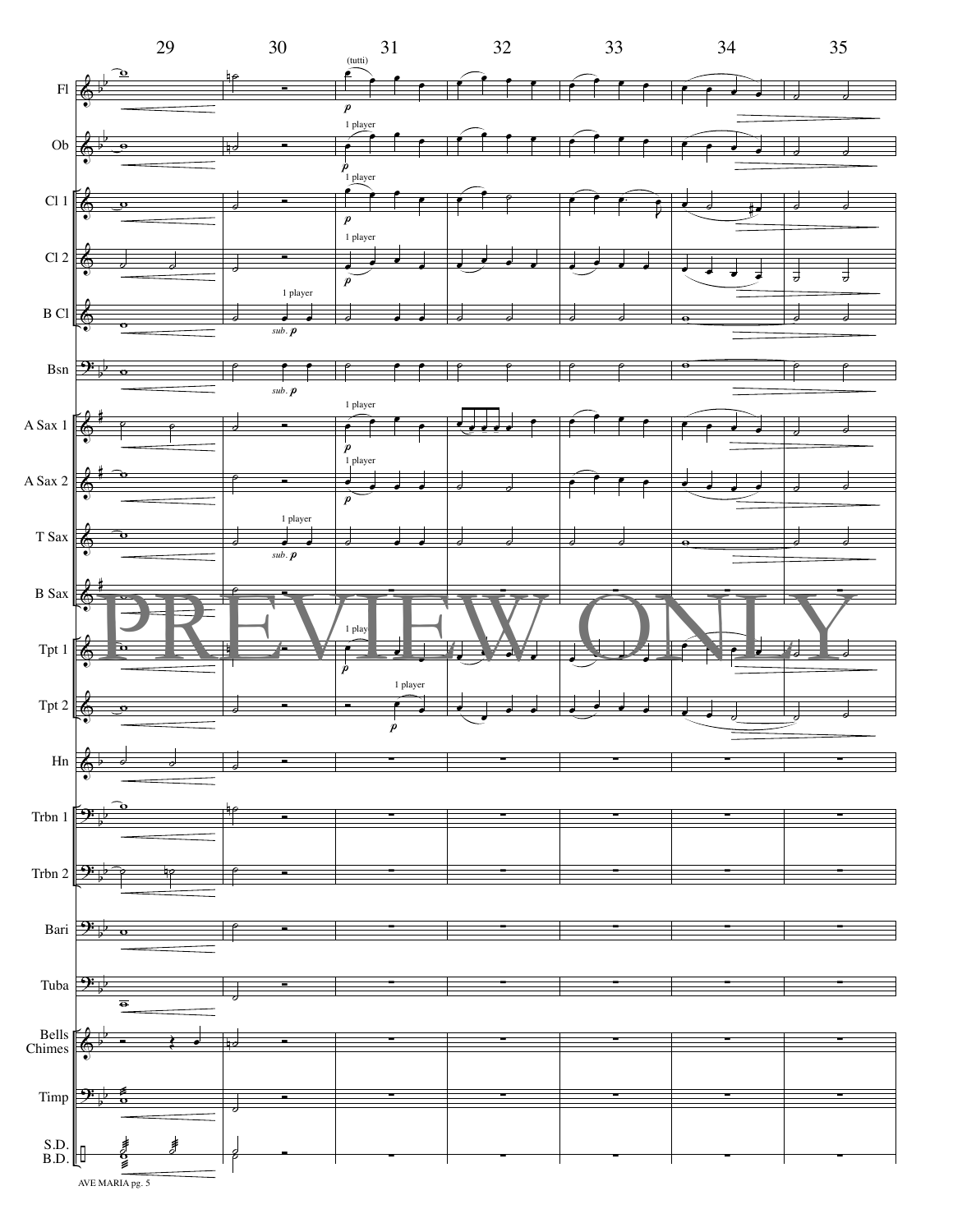29 30 31 32 33 34 35

Fl

(tutti)

*p*

Ob

1 player

*p*

Cl 1

1 player

*p*

Cl 2

1 player

*p*

B Cl

1 player

*sub.* *p*

Bsn

*sub.* *p*

A Sax 1

1 player

*p*

A Sax 2

1 player

*p*

T Sax

1 player

*sub.* *p*

B Sax

Tpt 1

1 player

*p*

Tpt 2

1 player

*p*

Hn

Trbn 1

Trbn 2

Bari

Tuba

Bells Chimes

Timp

S.D. B.D.

PREVIEW ONLY

AVE MARIA pg. 5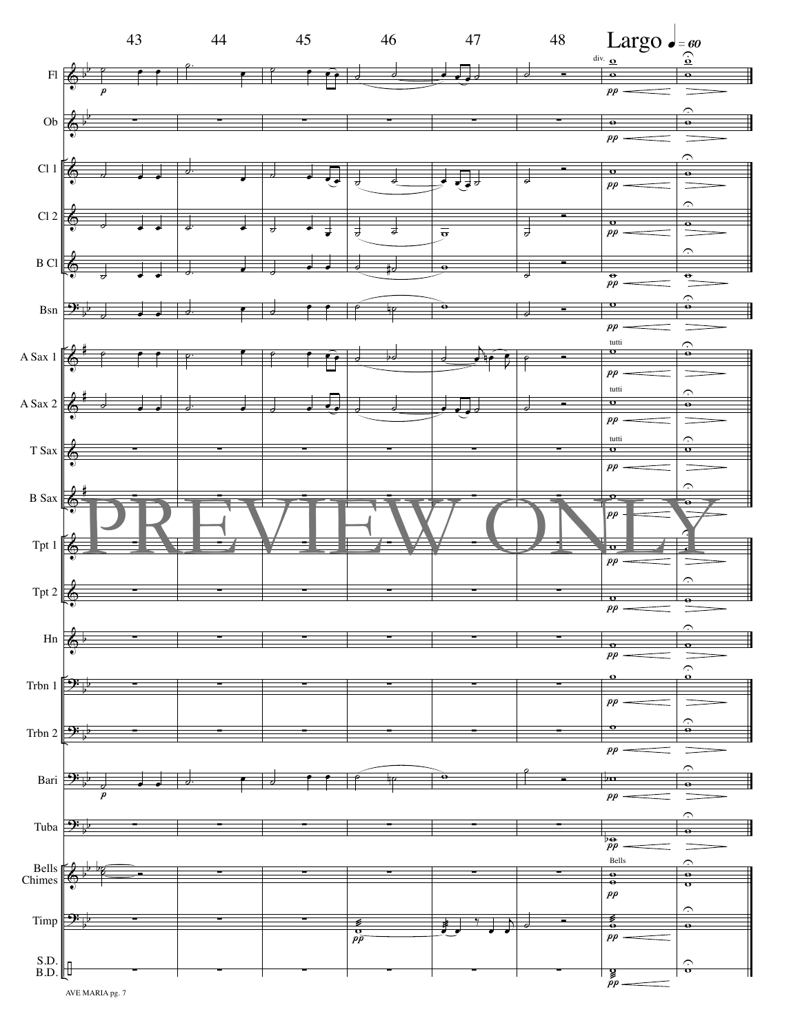43 44 45 46 47 48 Largo ♩ = 60

Fl

Ob

Cl 1

Cl 2

B Cl

Bsn

A Sax 1

A Sax 2

T Sax

B Sax

Tpt 1

Tpt 2

Hn

Trbn 1

Trbn 2

Bari

Tuba

Bells Chimes

Timp

S.D. B.D.

PREVIEW ONLY